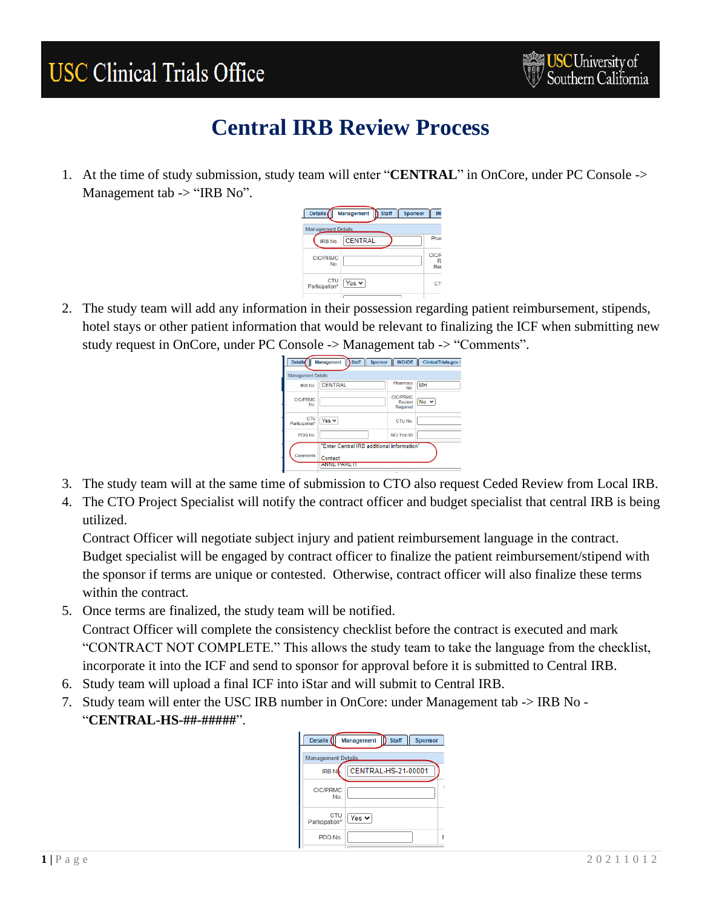# Central IRB Review Process

1. At the time of study submission, study team will enter "**CENTRAL**" in OnCore, under PC Console -> Management tab -> "IRB No".

2. The study team will add any information in their possession regarding patient reimbursement, stipends, hotel stays or other patient information that would be relevant to finalizing the ICF when submitting new study request in OnCore, under PC Console -> Management tab -> "Comments".

3. The study team will at the same time of submission to CTO also request Ceded Review from Local IRB.
4. The CTO Project Specialist will notify the contract officer and budget specialist that central IRB is being utilized.
   Contract Officer will negotiate subject injury and patient reimbursement language in the contract. Budget specialist will be engaged by contract officer to finalize the patient reimbursement/stipend with the sponsor if terms are unique or contested. Otherwise, contract officer will also finalize these terms within the contract.
5. Once terms are finalized, the study team will be notified.
   Contract Officer will complete the consistency checklist before the contract is executed and mark "CONTRACT NOT COMPLETE." This allows the study team to take the language from the checklist, incorporate it into the ICF and send to sponsor for approval before it is submitted to Central IRB.
6. Study team will upload a final ICF into iStar and will submit to Central IRB.
7. Study team will enter the USC IRB number in OnCore: under Management tab -> IRB No - "**CENTRAL-HS-##-#####**".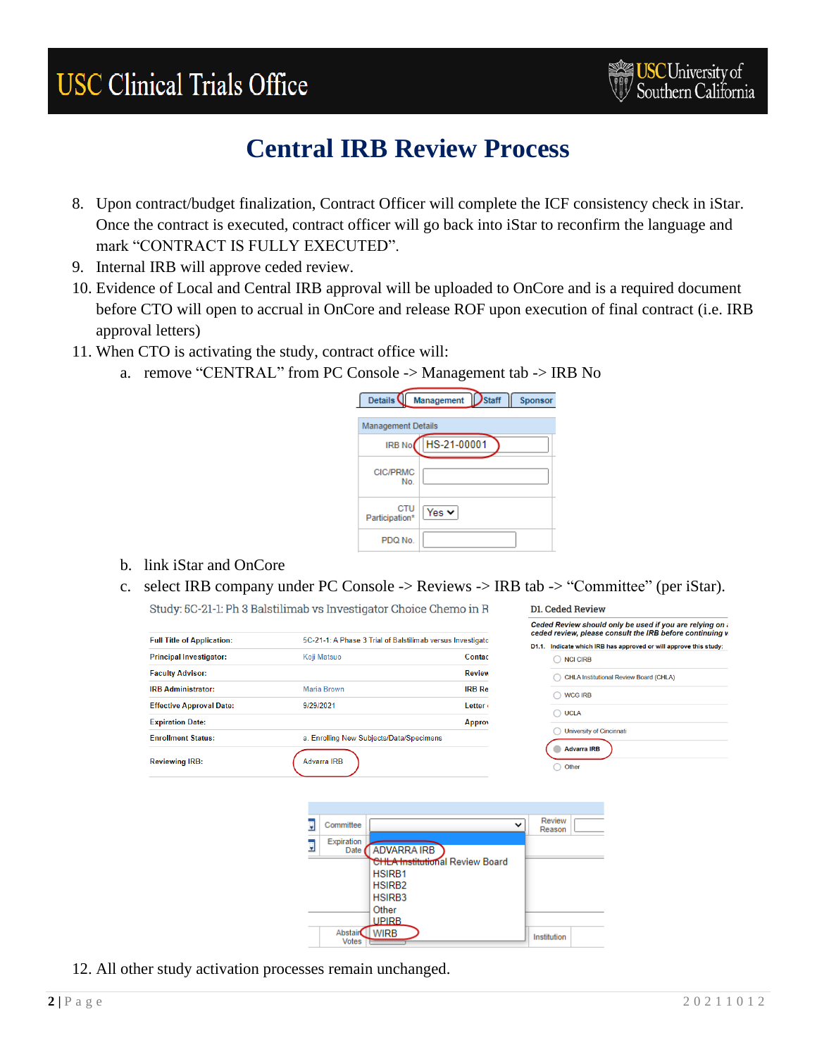# Central IRB Review Process

8. Upon contract/budget finalization, Contract Officer will complete the ICF consistency check in iStar. Once the contract is executed, contract officer will go back into iStar to reconfirm the language and mark "CONTRACT IS FULLY EXECUTED".
9. Internal IRB will approve ceded review.
10. Evidence of Local and Central IRB approval will be uploaded to OnCore and is a required document before CTO will open to accrual in OnCore and release ROF upon execution of final contract (i.e. IRB approval letters)
11. When CTO is activating the study, contract office will:
    a. remove "CENTRAL" from PC Console -> Management tab -> IRB No
    b. link iStar and OnCore
    c. select IRB company under PC Console -> Reviews -> IRB tab -> "Committee" (per iStar).
12. All other study activation processes remain unchanged.